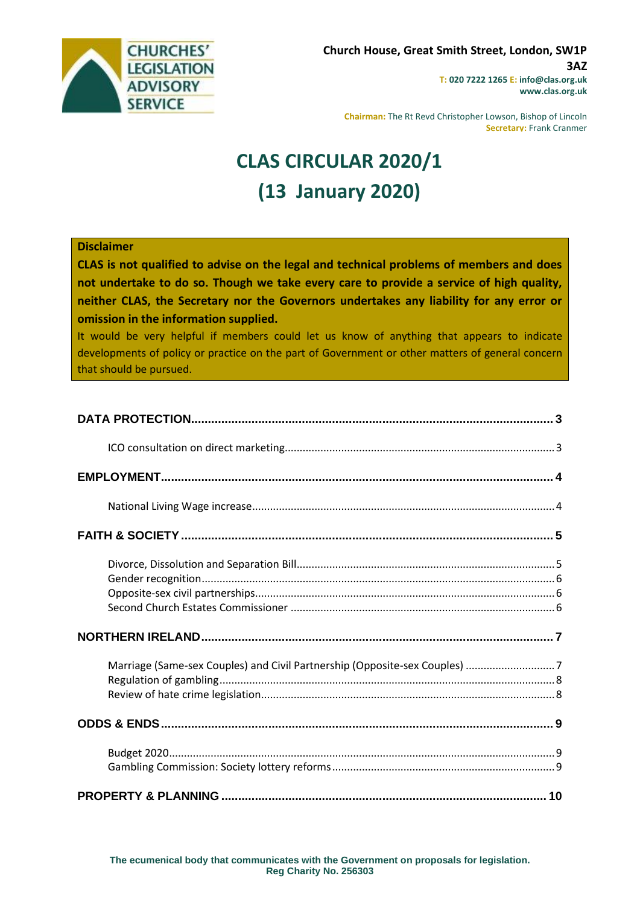**CHURCHES' LEGISLATION ADVISORY SERVICE**

**Church House, Great Smith Street, London, SW1P 3AZ**
**T: 020 7222 1265 E: info@clas.org.uk**
**www.clas.org.uk**

**Chairman:** The Rt Revd Christopher Lowson, Bishop of Lincoln
**Secretary:** Frank Cranmer

# CLAS CIRCULAR 2020/1
# (13 January 2020)

**Disclaimer**

**CLAS is not qualified to advise on the legal and technical problems of members and does not undertake to do so. Though we take every care to provide a service of high quality, neither CLAS, the Secretary nor the Governors undertakes any liability for any error or omission in the information supplied.**

It would be very helpful if members could let us know of anything that appears to indicate developments of policy or practice on the part of Government or other matters of general concern that should be pursued.

**DATA PROTECTION** .......... 3

- ICO consultation on direct marketing .......... 3

**EMPLOYMENT** .......... 4

- National Living Wage increase .......... 4

**FAITH & SOCIETY** .......... 5

- Divorce, Dissolution and Separation Bill .......... 5
- Gender recognition .......... 6
- Opposite-sex civil partnerships .......... 6
- Second Church Estates Commissioner .......... 6

**NORTHERN IRELAND** .......... 7

- Marriage (Same-sex Couples) and Civil Partnership (Opposite-sex Couples) .......... 7
- Regulation of gambling .......... 8
- Review of hate crime legislation .......... 8

**ODDS & ENDS** .......... 9

- Budget 2020 .......... 9
- Gambling Commission: Society lottery reforms .......... 9

**PROPERTY & PLANNING** .......... 10

**The ecumenical body that communicates with the Government on proposals for legislation.**
**Reg Charity No. 256303**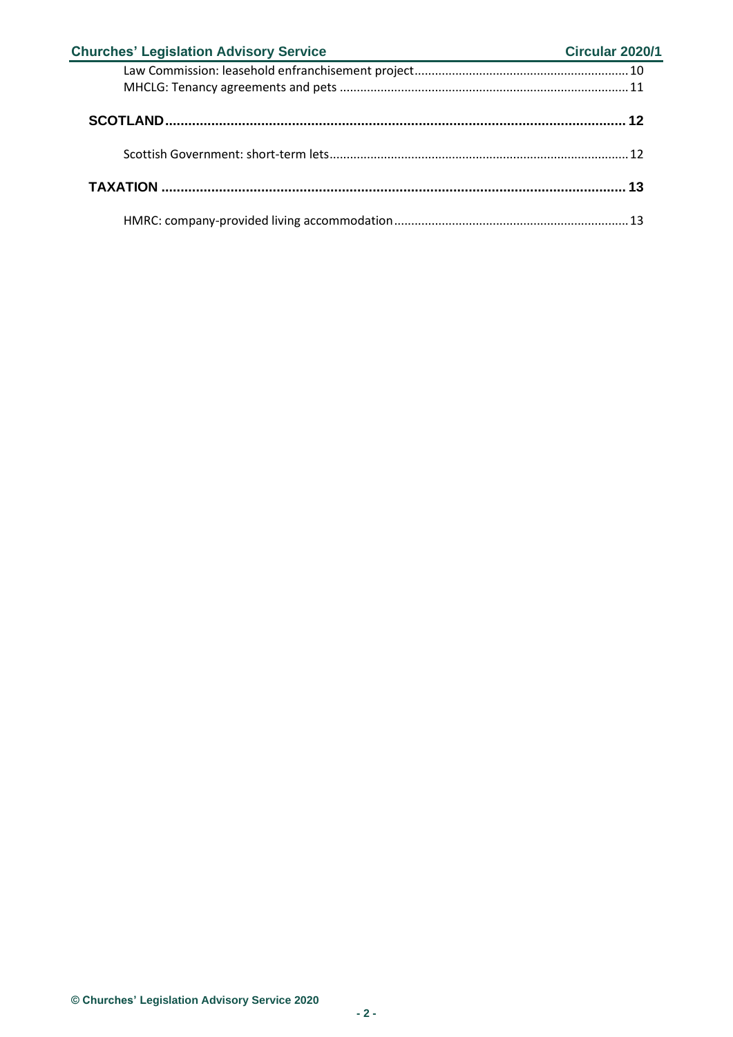Law Commission: leasehold enfranchisement project ........ 10
MHCLG: Tenancy agreements and pets ........ 11

**SCOTLAND** ........ 12

Scottish Government: short-term lets ........ 12

**TAXATION** ........ 13

HMRC: company-provided living accommodation ........ 13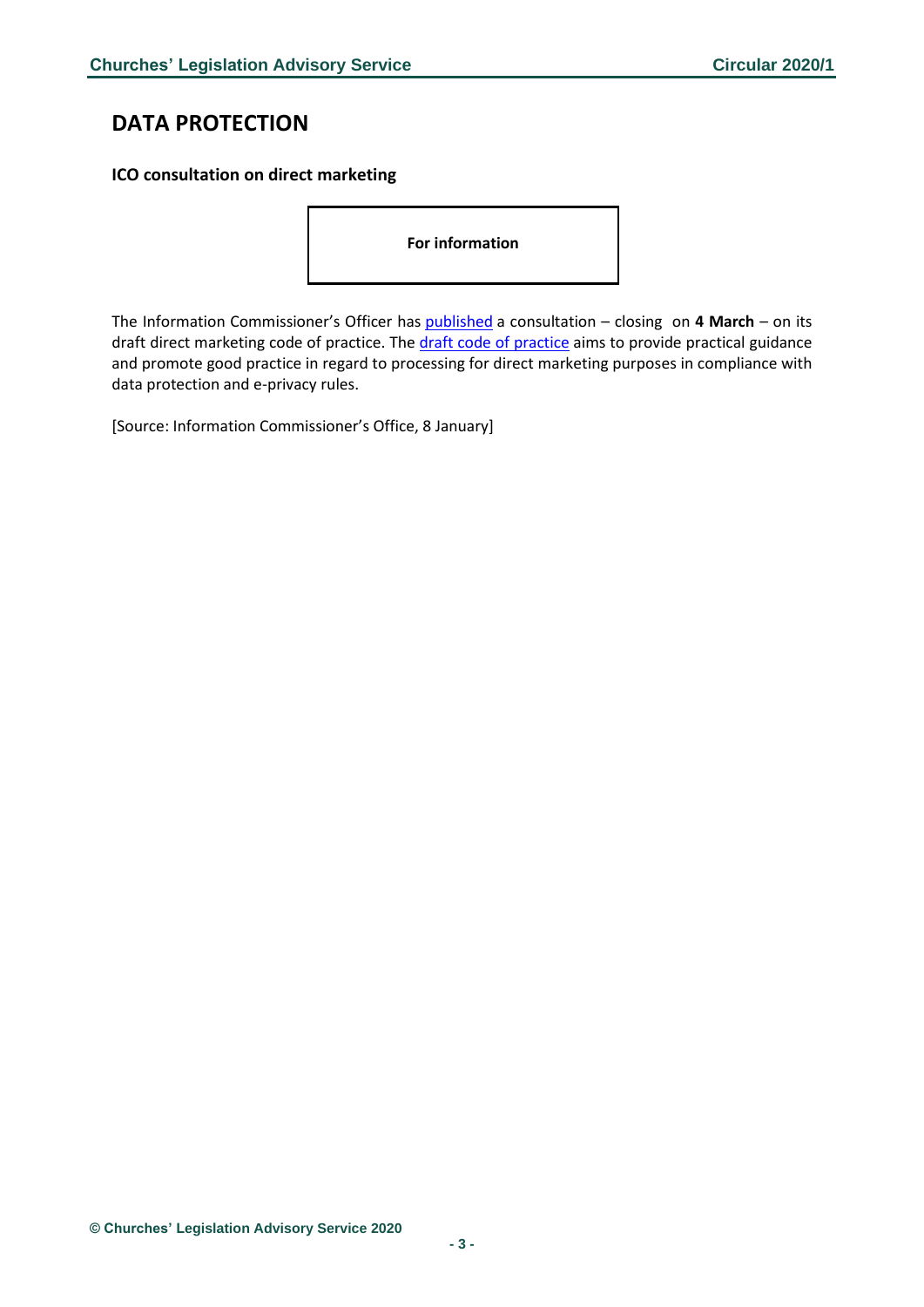# DATA PROTECTION

**ICO consultation on direct marketing**

**For information**

The Information Commissioner's Officer has published a consultation – closing on **4 March** – on its draft direct marketing code of practice. The draft code of practice aims to provide practical guidance and promote good practice in regard to processing for direct marketing purposes in compliance with data protection and e-privacy rules.

[Source: Information Commissioner's Office, 8 January]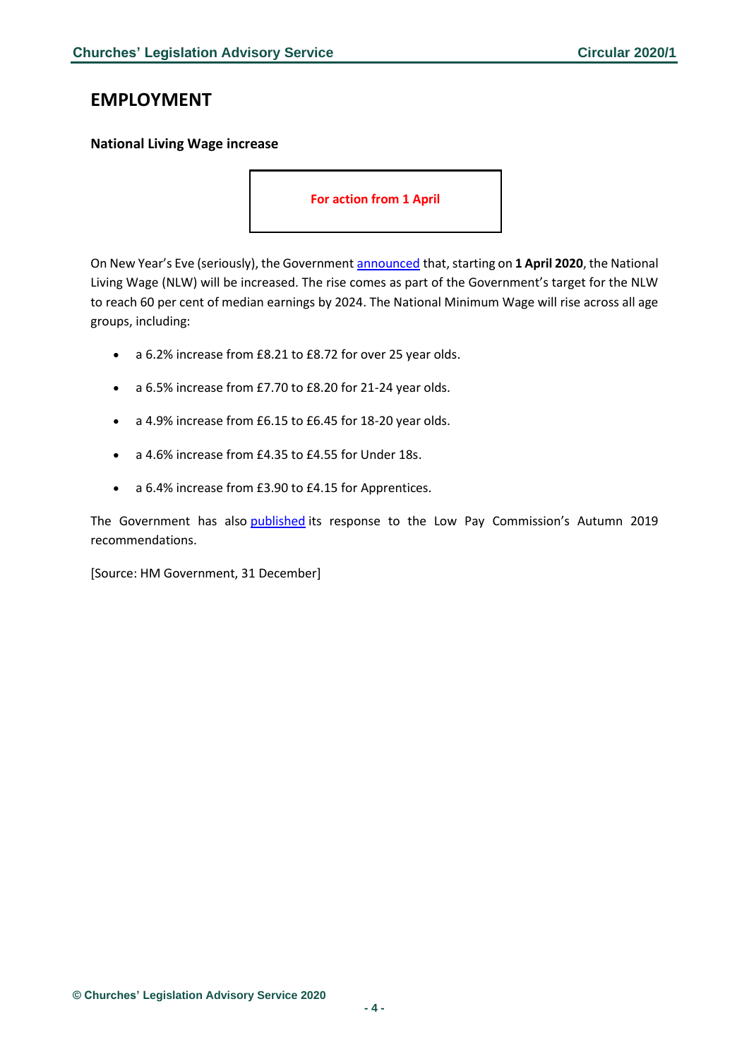# EMPLOYMENT

### National Living Wage increase

**For action from 1 April**

On New Year's Eve (seriously), the Government announced that, starting on **1 April 2020**, the National Living Wage (NLW) will be increased. The rise comes as part of the Government's target for the NLW to reach 60 per cent of median earnings by 2024. The National Minimum Wage will rise across all age groups, including:

- a 6.2% increase from £8.21 to £8.72 for over 25 year olds.
- a 6.5% increase from £7.70 to £8.20 for 21-24 year olds.
- a 4.9% increase from £6.15 to £6.45 for 18-20 year olds.
- a 4.6% increase from £4.35 to £4.55 for Under 18s.
- a 6.4% increase from £3.90 to £4.15 for Apprentices.

The Government has also published its response to the Low Pay Commission's Autumn 2019 recommendations.

[Source: HM Government, 31 December]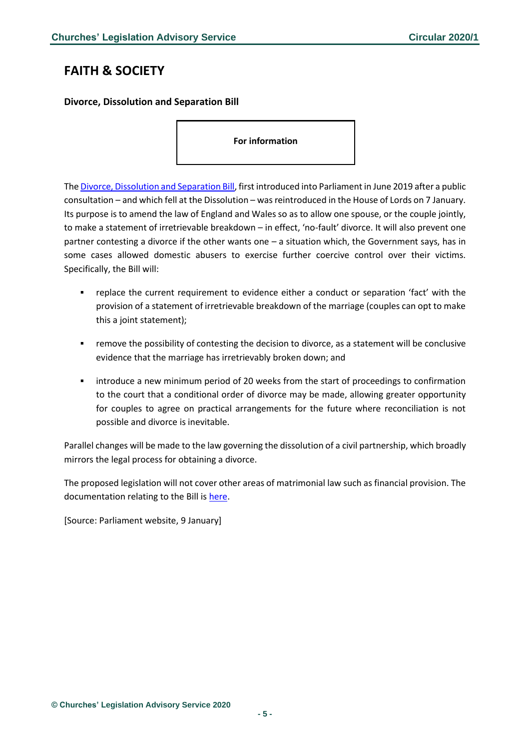# FAITH & SOCIETY

### Divorce, Dissolution and Separation Bill

**For information**

The Divorce, Dissolution and Separation Bill, first introduced into Parliament in June 2019 after a public consultation – and which fell at the Dissolution – was reintroduced in the House of Lords on 7 January. Its purpose is to amend the law of England and Wales so as to allow one spouse, or the couple jointly, to make a statement of irretrievable breakdown – in effect, 'no-fault' divorce. It will also prevent one partner contesting a divorce if the other wants one – a situation which, the Government says, has in some cases allowed domestic abusers to exercise further coercive control over their victims. Specifically, the Bill will:

- replace the current requirement to evidence either a conduct or separation 'fact' with the provision of a statement of irretrievable breakdown of the marriage (couples can opt to make this a joint statement);
- remove the possibility of contesting the decision to divorce, as a statement will be conclusive evidence that the marriage has irretrievably broken down; and
- introduce a new minimum period of 20 weeks from the start of proceedings to confirmation to the court that a conditional order of divorce may be made, allowing greater opportunity for couples to agree on practical arrangements for the future where reconciliation is not possible and divorce is inevitable.

Parallel changes will be made to the law governing the dissolution of a civil partnership, which broadly mirrors the legal process for obtaining a divorce.

The proposed legislation will not cover other areas of matrimonial law such as financial provision. The documentation relating to the Bill is here.

[Source: Parliament website, 9 January]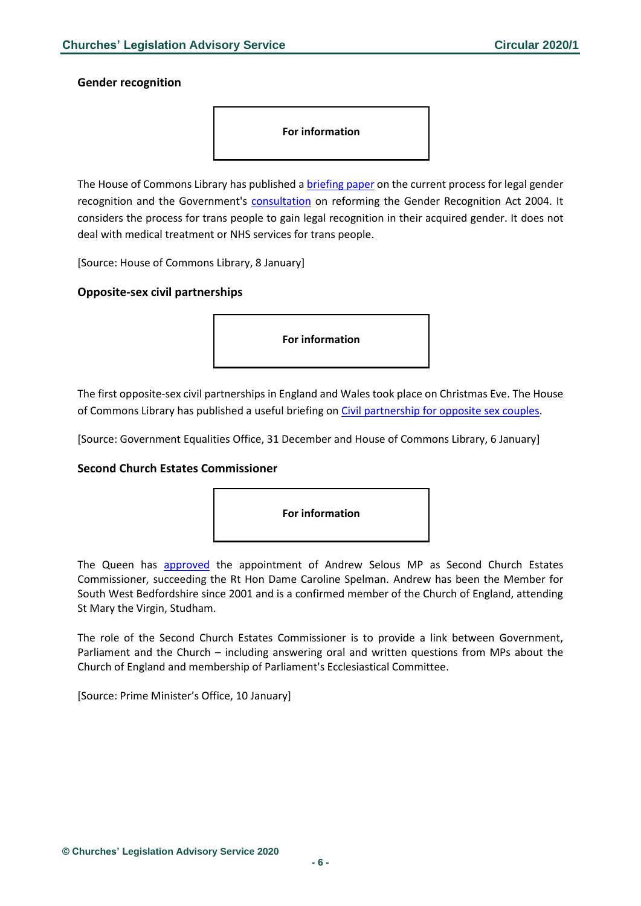### Gender recognition

**For information**

The House of Commons Library has published a briefing paper on the current process for legal gender recognition and the Government's consultation on reforming the Gender Recognition Act 2004. It considers the process for trans people to gain legal recognition in their acquired gender. It does not deal with medical treatment or NHS services for trans people.

[Source: House of Commons Library, 8 January]

### Opposite-sex civil partnerships

**For information**

The first opposite-sex civil partnerships in England and Wales took place on Christmas Eve. The House of Commons Library has published a useful briefing on Civil partnership for opposite sex couples.

[Source: Government Equalities Office, 31 December and House of Commons Library, 6 January]

### Second Church Estates Commissioner

**For information**

The Queen has approved the appointment of Andrew Selous MP as Second Church Estates Commissioner, succeeding the Rt Hon Dame Caroline Spelman. Andrew has been the Member for South West Bedfordshire since 2001 and is a confirmed member of the Church of England, attending St Mary the Virgin, Studham.

The role of the Second Church Estates Commissioner is to provide a link between Government, Parliament and the Church – including answering oral and written questions from MPs about the Church of England and membership of Parliament's Ecclesiastical Committee.

[Source: Prime Minister's Office, 10 January]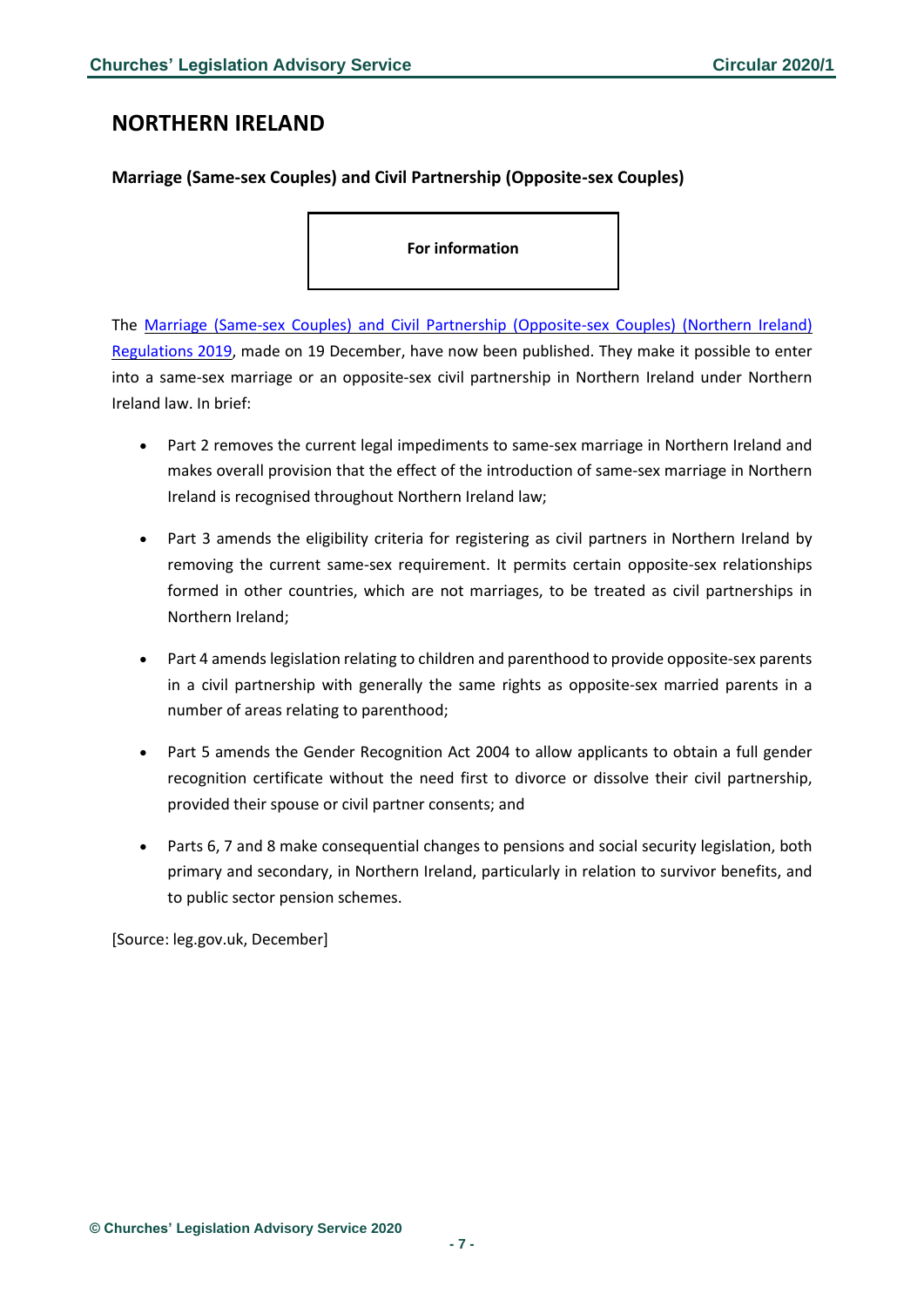## NORTHERN IRELAND

### Marriage (Same-sex Couples) and Civil Partnership (Opposite-sex Couples)

**For information**

The Marriage (Same-sex Couples) and Civil Partnership (Opposite-sex Couples) (Northern Ireland) Regulations 2019, made on 19 December, have now been published. They make it possible to enter into a same-sex marriage or an opposite-sex civil partnership in Northern Ireland under Northern Ireland law. In brief:

- Part 2 removes the current legal impediments to same-sex marriage in Northern Ireland and makes overall provision that the effect of the introduction of same-sex marriage in Northern Ireland is recognised throughout Northern Ireland law;
- Part 3 amends the eligibility criteria for registering as civil partners in Northern Ireland by removing the current same-sex requirement. It permits certain opposite-sex relationships formed in other countries, which are not marriages, to be treated as civil partnerships in Northern Ireland;
- Part 4 amends legislation relating to children and parenthood to provide opposite-sex parents in a civil partnership with generally the same rights as opposite-sex married parents in a number of areas relating to parenthood;
- Part 5 amends the Gender Recognition Act 2004 to allow applicants to obtain a full gender recognition certificate without the need first to divorce or dissolve their civil partnership, provided their spouse or civil partner consents; and
- Parts 6, 7 and 8 make consequential changes to pensions and social security legislation, both primary and secondary, in Northern Ireland, particularly in relation to survivor benefits, and to public sector pension schemes.

[Source: leg.gov.uk, December]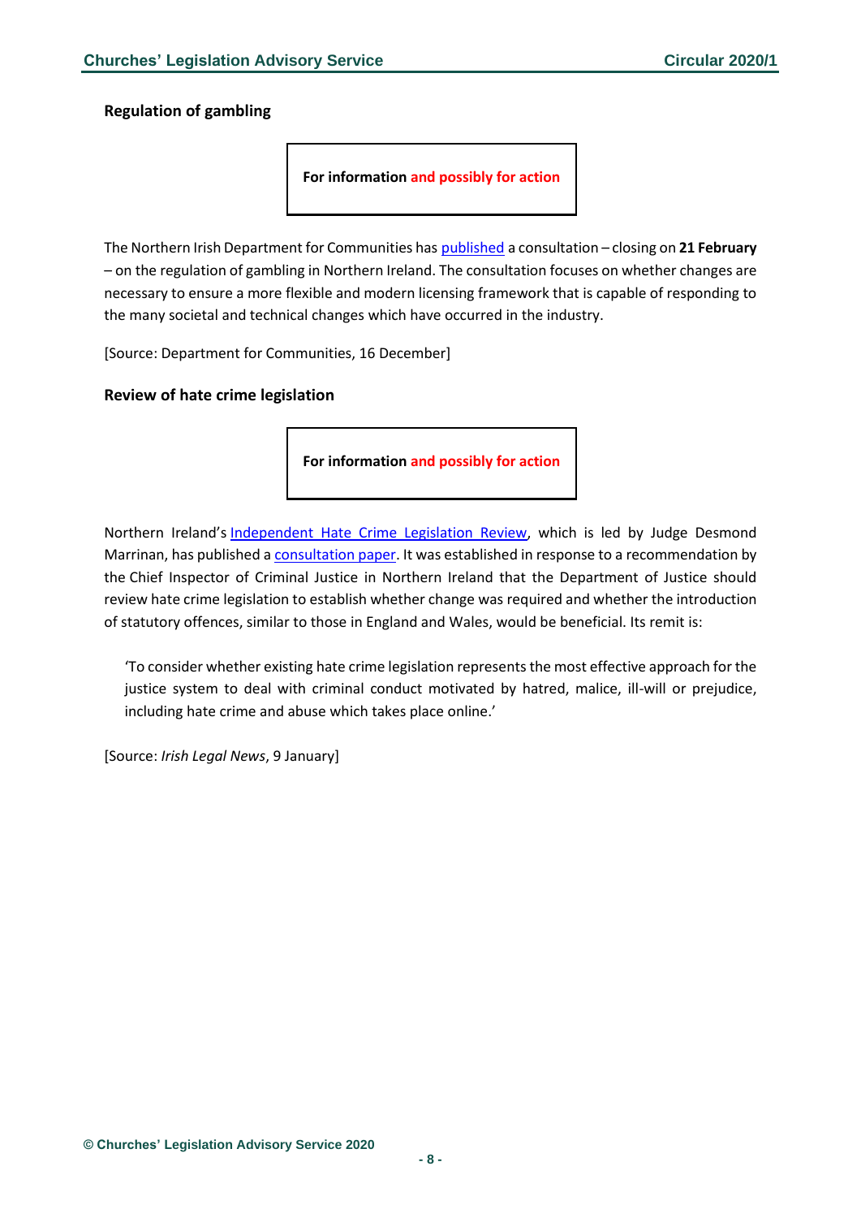### Regulation of gambling

**For information and possibly for action**

The Northern Irish Department for Communities has published a consultation – closing on **21 February** – on the regulation of gambling in Northern Ireland. The consultation focuses on whether changes are necessary to ensure a more flexible and modern licensing framework that is capable of responding to the many societal and technical changes which have occurred in the industry.

[Source: Department for Communities, 16 December]

### Review of hate crime legislation

**For information and possibly for action**

Northern Ireland's Independent Hate Crime Legislation Review, which is led by Judge Desmond Marrinan, has published a consultation paper. It was established in response to a recommendation by the Chief Inspector of Criminal Justice in Northern Ireland that the Department of Justice should review hate crime legislation to establish whether change was required and whether the introduction of statutory offences, similar to those in England and Wales, would be beneficial. Its remit is:

> 'To consider whether existing hate crime legislation represents the most effective approach for the justice system to deal with criminal conduct motivated by hatred, malice, ill-will or prejudice, including hate crime and abuse which takes place online.'

[Source: *Irish Legal News*, 9 January]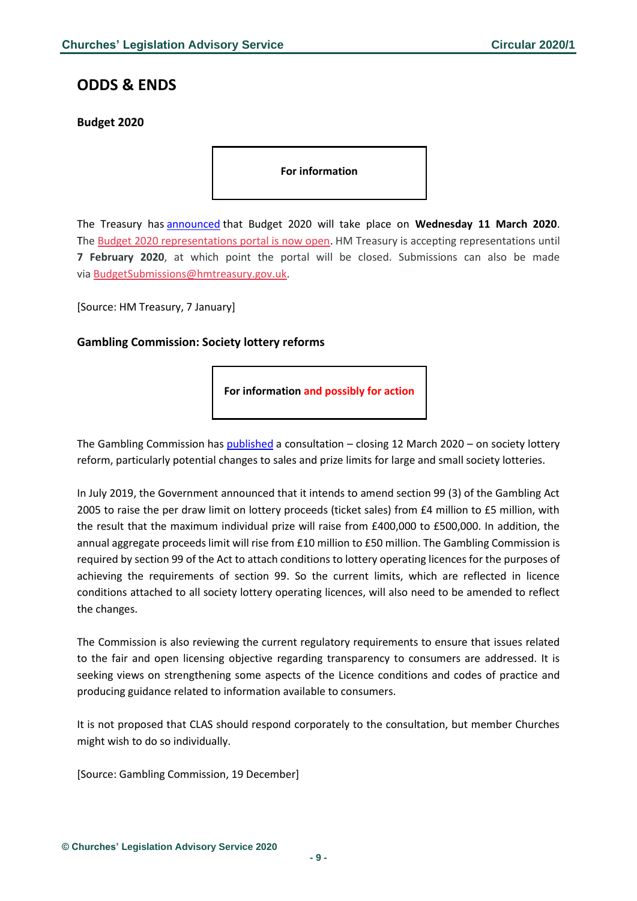## ODDS & ENDS

### Budget 2020

**For information**

The Treasury has announced that Budget 2020 will take place on **Wednesday 11 March 2020**. The Budget 2020 representations portal is now open. HM Treasury is accepting representations until **7 February 2020**, at which point the portal will be closed. Submissions can also be made via BudgetSubmissions@hmtreasury.gov.uk.

[Source: HM Treasury, 7 January]

### Gambling Commission: Society lottery reforms

**For information and possibly for action**

The Gambling Commission has published a consultation – closing 12 March 2020 – on society lottery reform, particularly potential changes to sales and prize limits for large and small society lotteries.

In July 2019, the Government announced that it intends to amend section 99 (3) of the Gambling Act 2005 to raise the per draw limit on lottery proceeds (ticket sales) from £4 million to £5 million, with the result that the maximum individual prize will raise from £400,000 to £500,000. In addition, the annual aggregate proceeds limit will rise from £10 million to £50 million. The Gambling Commission is required by section 99 of the Act to attach conditions to lottery operating licences for the purposes of achieving the requirements of section 99. So the current limits, which are reflected in licence conditions attached to all society lottery operating licences, will also need to be amended to reflect the changes.

The Commission is also reviewing the current regulatory requirements to ensure that issues related to the fair and open licensing objective regarding transparency to consumers are addressed. It is seeking views on strengthening some aspects of the Licence conditions and codes of practice and producing guidance related to information available to consumers.

It is not proposed that CLAS should respond corporately to the consultation, but member Churches might wish to do so individually.

[Source: Gambling Commission, 19 December]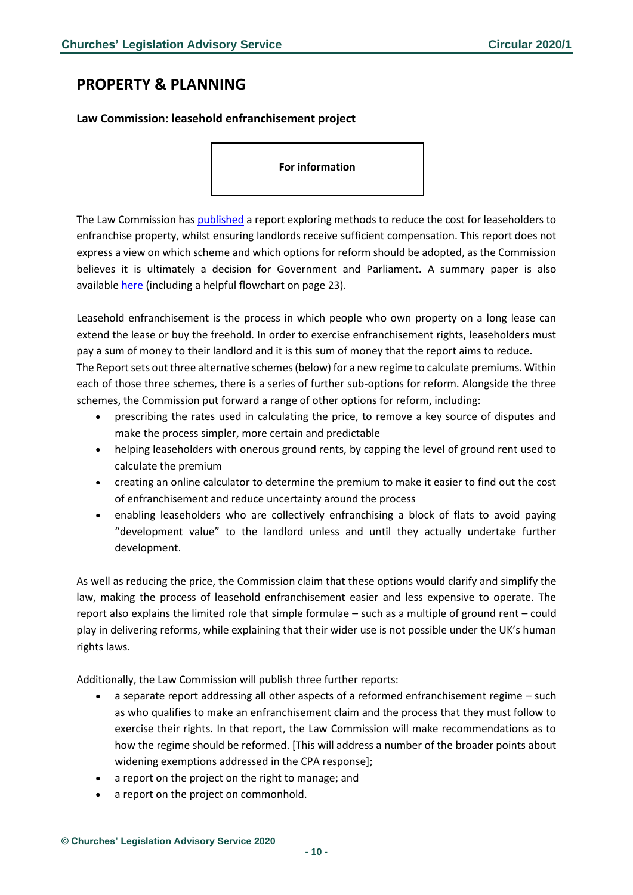## PROPERTY & PLANNING

### Law Commission: leasehold enfranchisement project

**For information**

The Law Commission has published a report exploring methods to reduce the cost for leaseholders to enfranchise property, whilst ensuring landlords receive sufficient compensation. This report does not express a view on which scheme and which options for reform should be adopted, as the Commission believes it is ultimately a decision for Government and Parliament. A summary paper is also available here (including a helpful flowchart on page 23).

Leasehold enfranchisement is the process in which people who own property on a long lease can extend the lease or buy the freehold. In order to exercise enfranchisement rights, leaseholders must pay a sum of money to their landlord and it is this sum of money that the report aims to reduce.
The Report sets out three alternative schemes (below) for a new regime to calculate premiums. Within each of those three schemes, there is a series of further sub-options for reform. Alongside the three schemes, the Commission put forward a range of other options for reform, including:

- prescribing the rates used in calculating the price, to remove a key source of disputes and make the process simpler, more certain and predictable
- helping leaseholders with onerous ground rents, by capping the level of ground rent used to calculate the premium
- creating an online calculator to determine the premium to make it easier to find out the cost of enfranchisement and reduce uncertainty around the process
- enabling leaseholders who are collectively enfranchising a block of flats to avoid paying "development value" to the landlord unless and until they actually undertake further development.

As well as reducing the price, the Commission claim that these options would clarify and simplify the law, making the process of leasehold enfranchisement easier and less expensive to operate. The report also explains the limited role that simple formulae – such as a multiple of ground rent – could play in delivering reforms, while explaining that their wider use is not possible under the UK's human rights laws.

Additionally, the Law Commission will publish three further reports:

- a separate report addressing all other aspects of a reformed enfranchisement regime – such as who qualifies to make an enfranchisement claim and the process that they must follow to exercise their rights. In that report, the Law Commission will make recommendations as to how the regime should be reformed. [This will address a number of the broader points about widening exemptions addressed in the CPA response];
- a report on the project on the right to manage; and
- a report on the project on commonhold.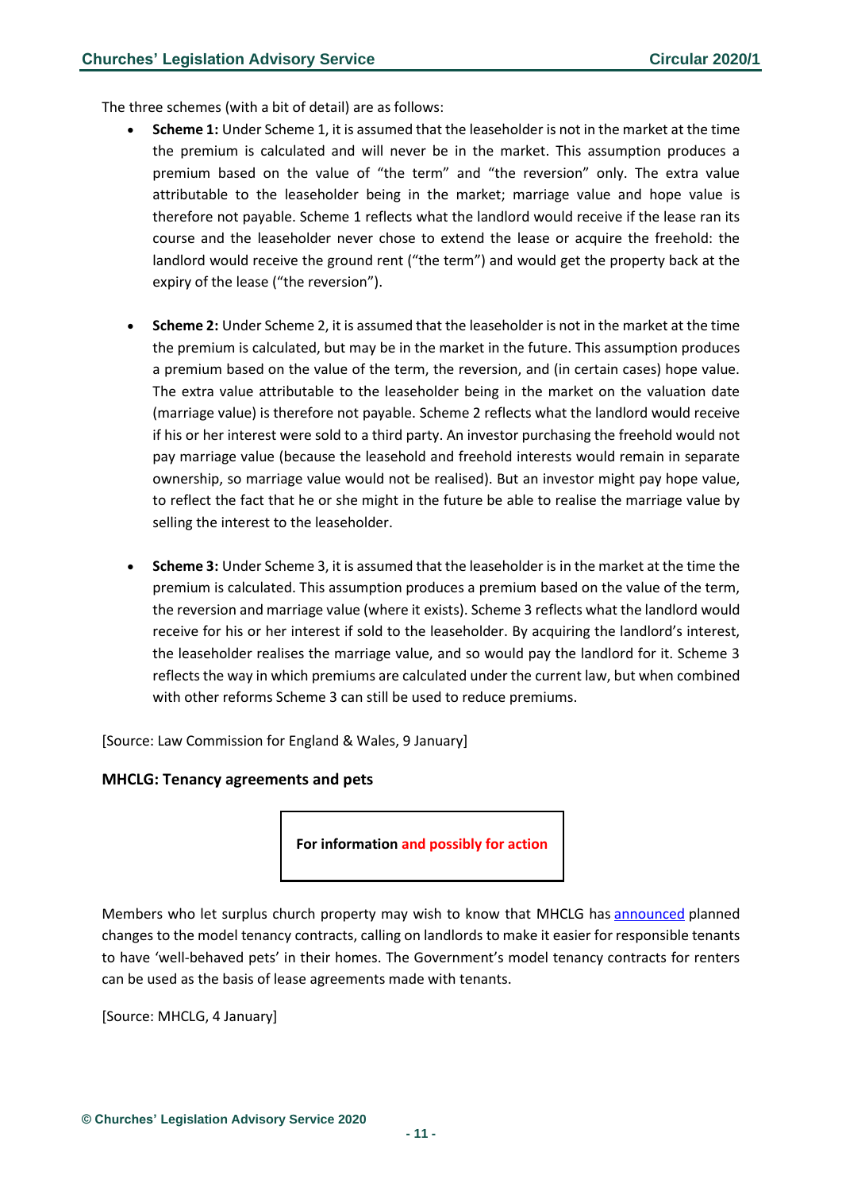The three schemes (with a bit of detail) are as follows:

- **Scheme 1:** Under Scheme 1, it is assumed that the leaseholder is not in the market at the time the premium is calculated and will never be in the market. This assumption produces a premium based on the value of "the term" and "the reversion" only. The extra value attributable to the leaseholder being in the market; marriage value and hope value is therefore not payable. Scheme 1 reflects what the landlord would receive if the lease ran its course and the leaseholder never chose to extend the lease or acquire the freehold: the landlord would receive the ground rent ("the term") and would get the property back at the expiry of the lease ("the reversion").

- **Scheme 2:** Under Scheme 2, it is assumed that the leaseholder is not in the market at the time the premium is calculated, but may be in the market in the future. This assumption produces a premium based on the value of the term, the reversion, and (in certain cases) hope value. The extra value attributable to the leaseholder being in the market on the valuation date (marriage value) is therefore not payable. Scheme 2 reflects what the landlord would receive if his or her interest were sold to a third party. An investor purchasing the freehold would not pay marriage value (because the leasehold and freehold interests would remain in separate ownership, so marriage value would not be realised). But an investor might pay hope value, to reflect the fact that he or she might in the future be able to realise the marriage value by selling the interest to the leaseholder.

- **Scheme 3:** Under Scheme 3, it is assumed that the leaseholder is in the market at the time the premium is calculated. This assumption produces a premium based on the value of the term, the reversion and marriage value (where it exists). Scheme 3 reflects what the landlord would receive for his or her interest if sold to the leaseholder. By acquiring the landlord's interest, the leaseholder realises the marriage value, and so would pay the landlord for it. Scheme 3 reflects the way in which premiums are calculated under the current law, but when combined with other reforms Scheme 3 can still be used to reduce premiums.

[Source: Law Commission for England & Wales, 9 January]

### MHCLG: Tenancy agreements and pets

**For information and possibly for action**

Members who let surplus church property may wish to know that MHCLG has announced planned changes to the model tenancy contracts, calling on landlords to make it easier for responsible tenants to have 'well-behaved pets' in their homes. The Government's model tenancy contracts for renters can be used as the basis of lease agreements made with tenants.

[Source: MHCLG, 4 January]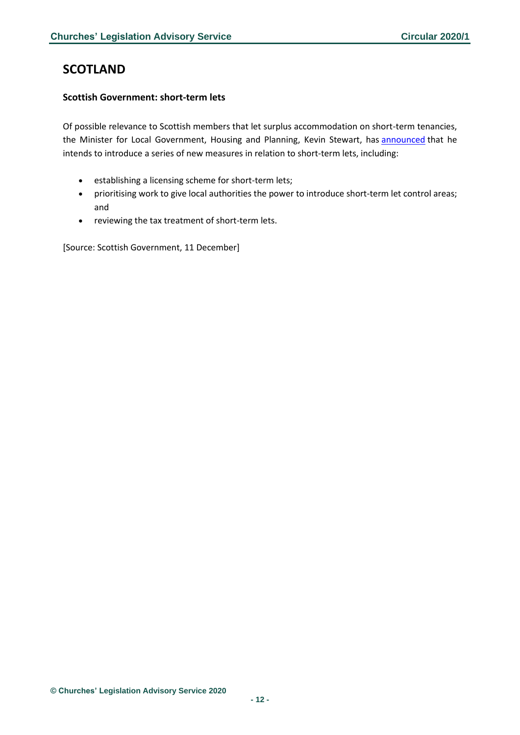# SCOTLAND

### Scottish Government: short-term lets

Of possible relevance to Scottish members that let surplus accommodation on short-term tenancies, the Minister for Local Government, Housing and Planning, Kevin Stewart, has announced that he intends to introduce a series of new measures in relation to short-term lets, including:

- establishing a licensing scheme for short-term lets;
- prioritising work to give local authorities the power to introduce short-term let control areas; and
- reviewing the tax treatment of short-term lets.

[Source: Scottish Government, 11 December]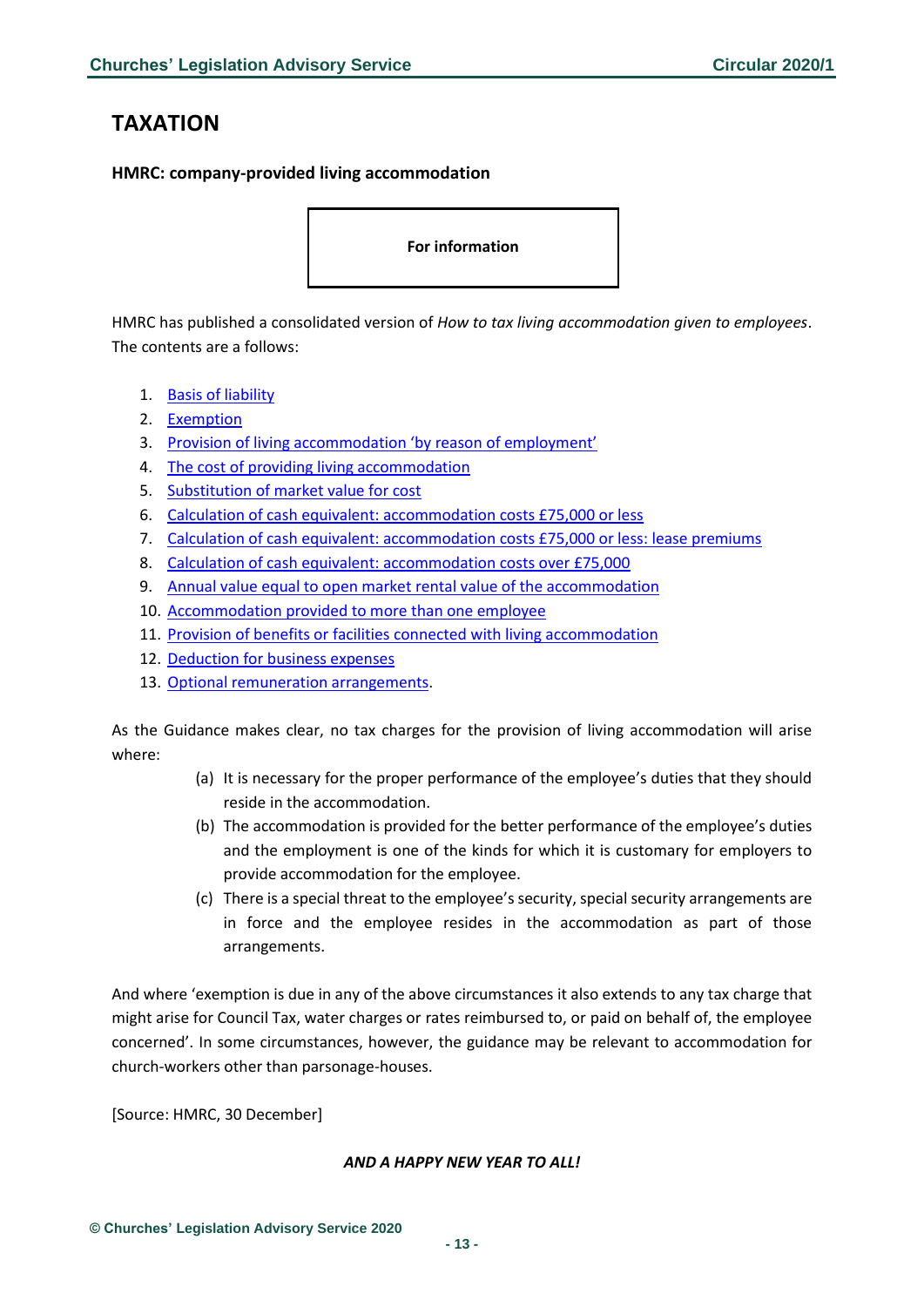# TAXATION

**HMRC: company-provided living accommodation**

**For information**

HMRC has published a consolidated version of *How to tax living accommodation given to employees*. The contents are a follows:

1. Basis of liability
2. Exemption
3. Provision of living accommodation 'by reason of employment'
4. The cost of providing living accommodation
5. Substitution of market value for cost
6. Calculation of cash equivalent: accommodation costs £75,000 or less
7. Calculation of cash equivalent: accommodation costs £75,000 or less: lease premiums
8. Calculation of cash equivalent: accommodation costs over £75,000
9. Annual value equal to open market rental value of the accommodation
10. Accommodation provided to more than one employee
11. Provision of benefits or facilities connected with living accommodation
12. Deduction for business expenses
13. Optional remuneration arrangements.

As the Guidance makes clear, no tax charges for the provision of living accommodation will arise where:

(a) It is necessary for the proper performance of the employee's duties that they should reside in the accommodation.

(b) The accommodation is provided for the better performance of the employee's duties and the employment is one of the kinds for which it is customary for employers to provide accommodation for the employee.

(c) There is a special threat to the employee's security, special security arrangements are in force and the employee resides in the accommodation as part of those arrangements.

And where 'exemption is due in any of the above circumstances it also extends to any tax charge that might arise for Council Tax, water charges or rates reimbursed to, or paid on behalf of, the employee concerned'. In some circumstances, however, the guidance may be relevant to accommodation for church-workers other than parsonage-houses.

[Source: HMRC, 30 December]

***AND A HAPPY NEW YEAR TO ALL!***